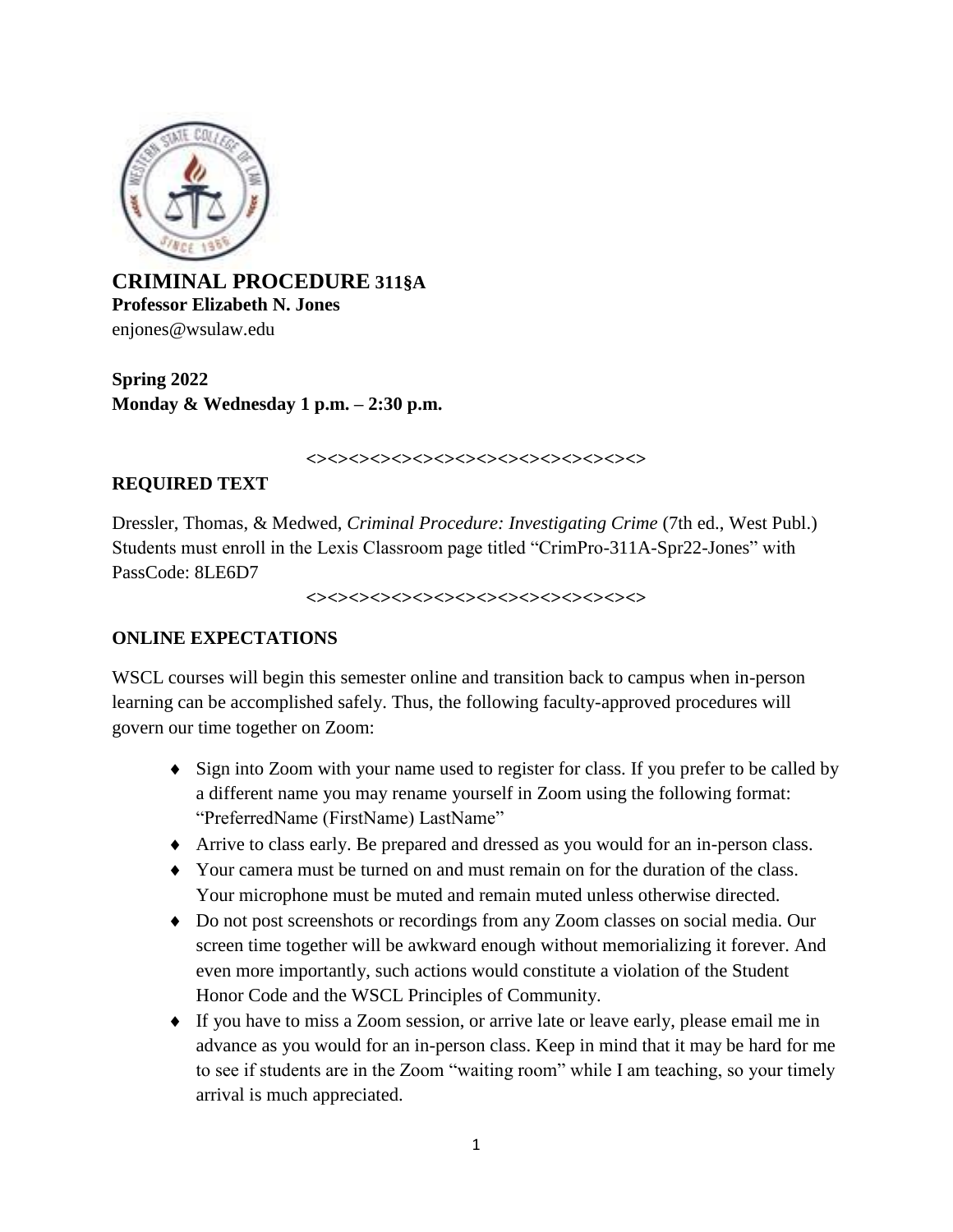# CRIMINAL PROCEDURE 311§A

**Professor Elizabeth N. Jones**
enjones@wsulaw.edu

**Spring 2022**
**Monday & Wednesday 1 p.m. – 2:30 p.m.**

<><><><><><><><><><><><><><><><><><><><><><><><>

## REQUIRED TEXT

Dressler, Thomas, & Medwed, *Criminal Procedure: Investigating Crime* (7th ed., West Publ.)
Students must enroll in the Lexis Classroom page titled "CrimPro-311A-Spr22-Jones" with PassCode: 8LE6D7

<><><><><><><><><><><><><><><><><><><><><><><><>

## ONLINE EXPECTATIONS

WSCL courses will begin this semester online and transition back to campus when in-person learning can be accomplished safely. Thus, the following faculty-approved procedures will govern our time together on Zoom:

- Sign into Zoom with your name used to register for class. If you prefer to be called by a different name you may rename yourself in Zoom using the following format: "PreferredName (FirstName) LastName"
- Arrive to class early. Be prepared and dressed as you would for an in-person class.
- Your camera must be turned on and must remain on for the duration of the class. Your microphone must be muted and remain muted unless otherwise directed.
- Do not post screenshots or recordings from any Zoom classes on social media. Our screen time together will be awkward enough without memorializing it forever. And even more importantly, such actions would constitute a violation of the Student Honor Code and the WSCL Principles of Community.
- If you have to miss a Zoom session, or arrive late or leave early, please email me in advance as you would for an in-person class. Keep in mind that it may be hard for me to see if students are in the Zoom "waiting room" while I am teaching, so your timely arrival is much appreciated.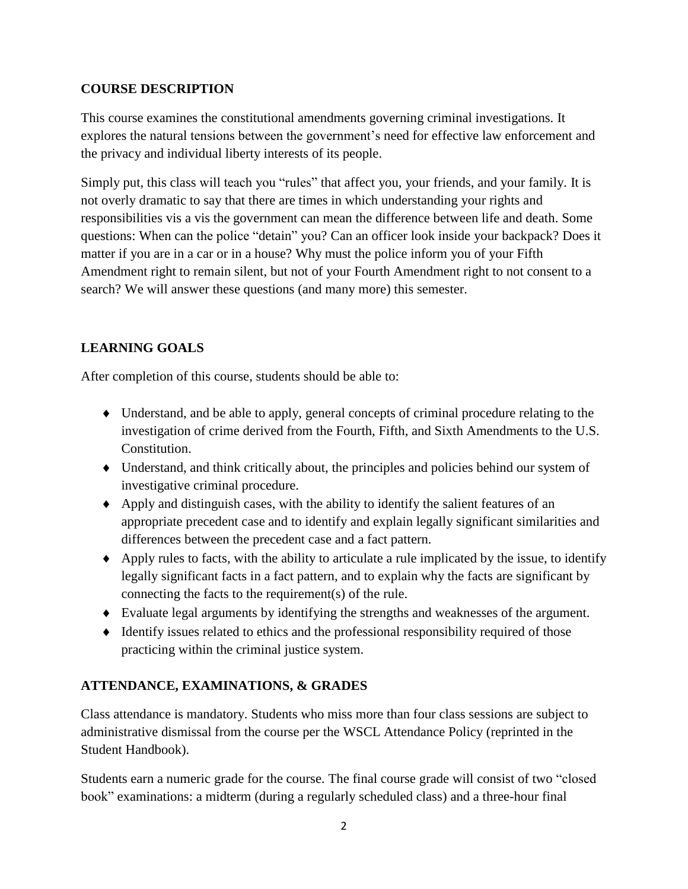## COURSE DESCRIPTION

This course examines the constitutional amendments governing criminal investigations. It explores the natural tensions between the government's need for effective law enforcement and the privacy and individual liberty interests of its people.

Simply put, this class will teach you "rules" that affect you, your friends, and your family. It is not overly dramatic to say that there are times in which understanding your rights and responsibilities vis a vis the government can mean the difference between life and death. Some questions: When can the police "detain" you? Can an officer look inside your backpack? Does it matter if you are in a car or in a house? Why must the police inform you of your Fifth Amendment right to remain silent, but not of your Fourth Amendment right to not consent to a search? We will answer these questions (and many more) this semester.

## LEARNING GOALS

After completion of this course, students should be able to:

- Understand, and be able to apply, general concepts of criminal procedure relating to the investigation of crime derived from the Fourth, Fifth, and Sixth Amendments to the U.S. Constitution.
- Understand, and think critically about, the principles and policies behind our system of investigative criminal procedure.
- Apply and distinguish cases, with the ability to identify the salient features of an appropriate precedent case and to identify and explain legally significant similarities and differences between the precedent case and a fact pattern.
- Apply rules to facts, with the ability to articulate a rule implicated by the issue, to identify legally significant facts in a fact pattern, and to explain why the facts are significant by connecting the facts to the requirement(s) of the rule.
- Evaluate legal arguments by identifying the strengths and weaknesses of the argument.
- Identify issues related to ethics and the professional responsibility required of those practicing within the criminal justice system.

## ATTENDANCE, EXAMINATIONS, & GRADES

Class attendance is mandatory. Students who miss more than four class sessions are subject to administrative dismissal from the course per the WSCL Attendance Policy (reprinted in the Student Handbook).

Students earn a numeric grade for the course. The final course grade will consist of two "closed book" examinations: a midterm (during a regularly scheduled class) and a three-hour final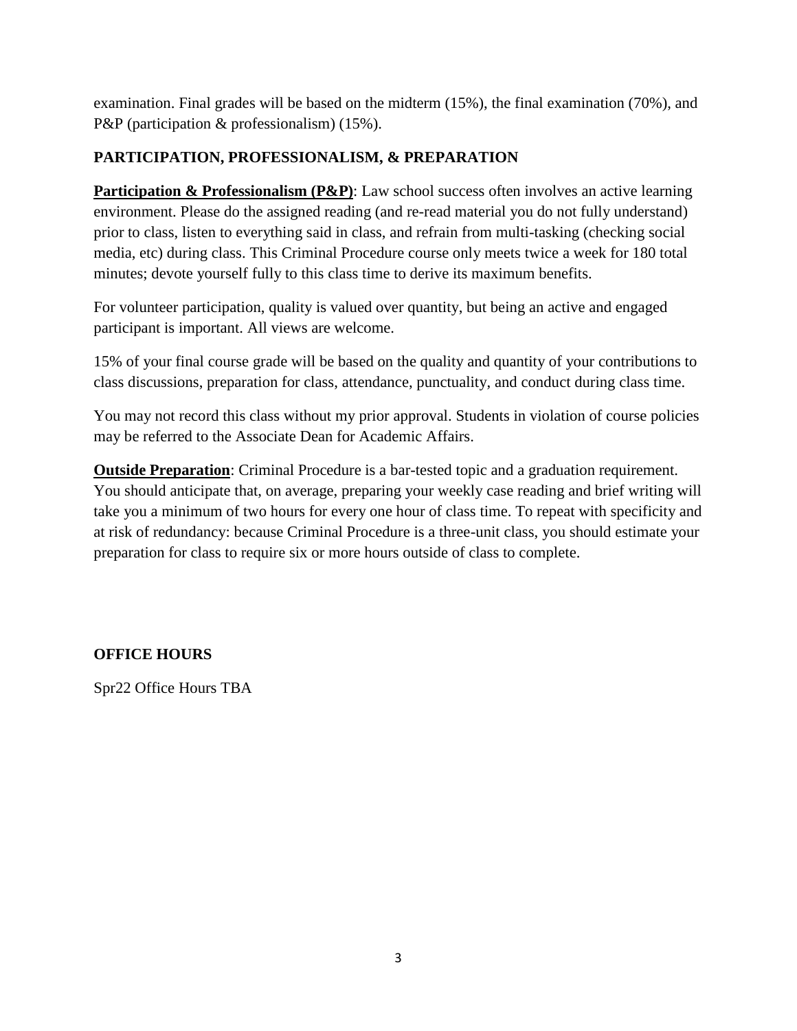examination. Final grades will be based on the midterm (15%), the final examination (70%), and P&P (participation & professionalism) (15%).

## PARTICIPATION, PROFESSIONALISM, & PREPARATION

**<u>Participation & Professionalism (P&P)</u>**: Law school success often involves an active learning environment. Please do the assigned reading (and re-read material you do not fully understand) prior to class, listen to everything said in class, and refrain from multi-tasking (checking social media, etc) during class. This Criminal Procedure course only meets twice a week for 180 total minutes; devote yourself fully to this class time to derive its maximum benefits.

For volunteer participation, quality is valued over quantity, but being an active and engaged participant is important. All views are welcome.

15% of your final course grade will be based on the quality and quantity of your contributions to class discussions, preparation for class, attendance, punctuality, and conduct during class time.

You may not record this class without my prior approval. Students in violation of course policies may be referred to the Associate Dean for Academic Affairs.

**<u>Outside Preparation</u>**: Criminal Procedure is a bar-tested topic and a graduation requirement. You should anticipate that, on average, preparing your weekly case reading and brief writing will take you a minimum of two hours for every one hour of class time. To repeat with specificity and at risk of redundancy: because Criminal Procedure is a three-unit class, you should estimate your preparation for class to require six or more hours outside of class to complete.

## OFFICE HOURS

Spr22 Office Hours TBA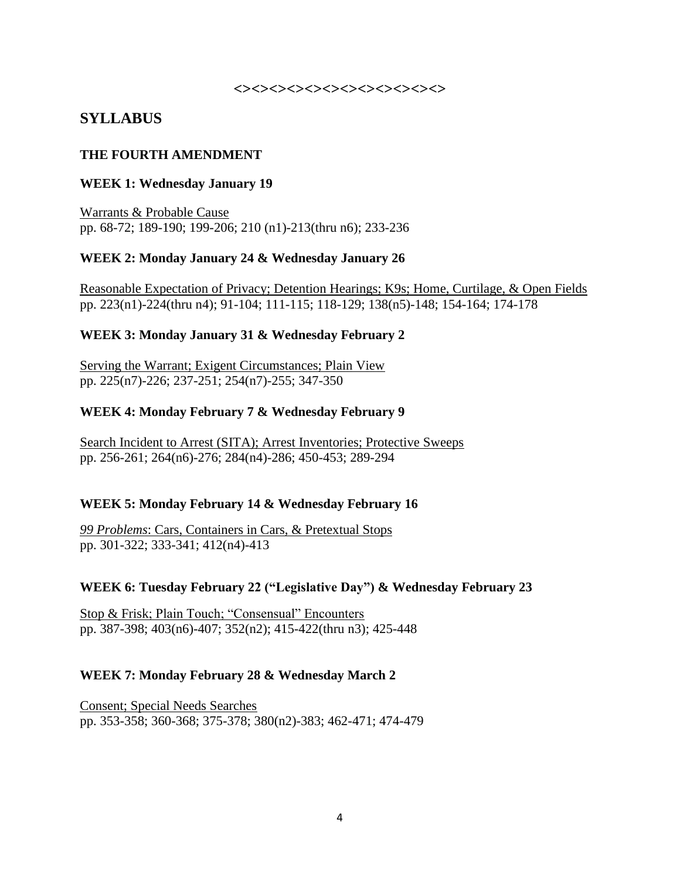**<><><><><><><><><><><><><><><><>**

## SYLLABUS

### THE FOURTH AMENDMENT

#### WEEK 1: Wednesday January 19

Warrants & Probable Cause
pp. 68-72; 189-190; 199-206; 210 (n1)-213(thru n6); 233-236

#### WEEK 2: Monday January 24 & Wednesday January 26

Reasonable Expectation of Privacy; Detention Hearings; K9s; Home, Curtilage, & Open Fields
pp. 223(n1)-224(thru n4); 91-104; 111-115; 118-129; 138(n5)-148; 154-164; 174-178

#### WEEK 3: Monday January 31 & Wednesday February 2

Serving the Warrant; Exigent Circumstances; Plain View
pp. 225(n7)-226; 237-251; 254(n7)-255; 347-350

#### WEEK 4: Monday February 7 & Wednesday February 9

Search Incident to Arrest (SITA); Arrest Inventories; Protective Sweeps
pp. 256-261; 264(n6)-276; 284(n4)-286; 450-453; 289-294

#### WEEK 5: Monday February 14 & Wednesday February 16

*99 Problems*: Cars, Containers in Cars, & Pretextual Stops
pp. 301-322; 333-341; 412(n4)-413

#### WEEK 6: Tuesday February 22 ("Legislative Day") & Wednesday February 23

Stop & Frisk; Plain Touch; "Consensual" Encounters
pp. 387-398; 403(n6)-407; 352(n2); 415-422(thru n3); 425-448

#### WEEK 7: Monday February 28 & Wednesday March 2

Consent; Special Needs Searches
pp. 353-358; 360-368; 375-378; 380(n2)-383; 462-471; 474-479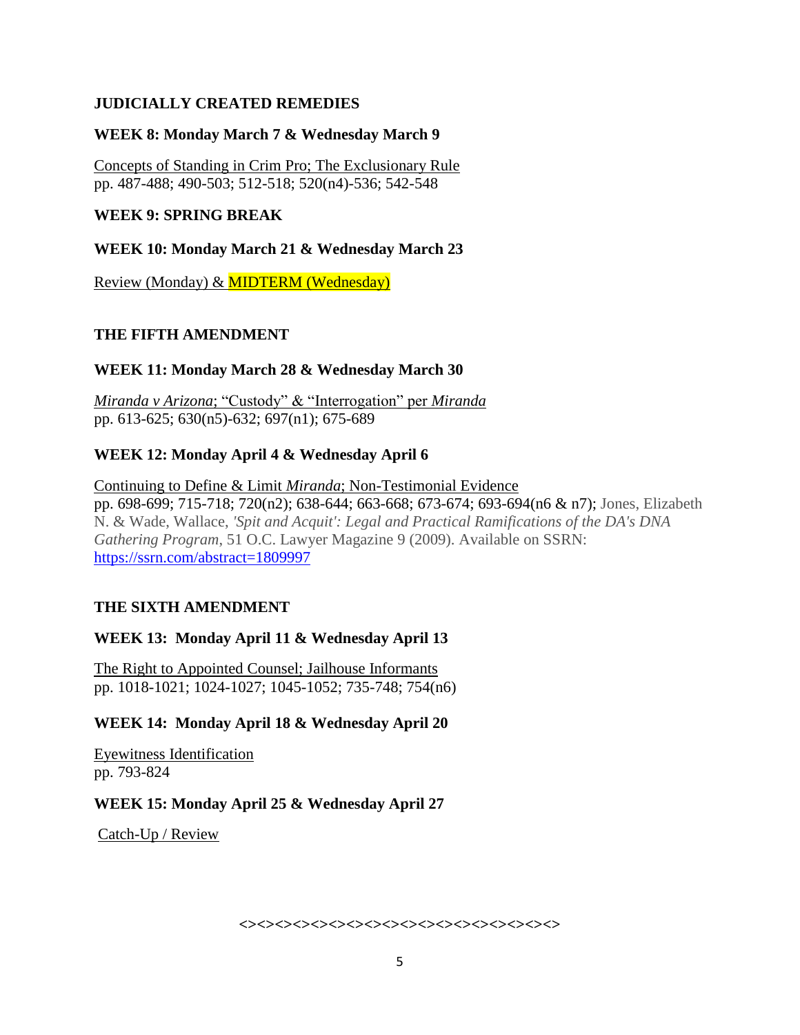**JUDICIALLY CREATED REMEDIES**

**WEEK 8: Monday March 7 & Wednesday March 9**

Concepts of Standing in Crim Pro; The Exclusionary Rule
pp. 487-488; 490-503; 512-518; 520(n4)-536; 542-548

**WEEK 9: SPRING BREAK**

**WEEK 10: Monday March 21 & Wednesday March 23**

Review (Monday) & MIDTERM (Wednesday)

**THE FIFTH AMENDMENT**

**WEEK 11: Monday March 28 & Wednesday March 30**

*Miranda v Arizona*; "Custody" & "Interrogation" per *Miranda*
pp. 613-625; 630(n5)-632; 697(n1); 675-689

**WEEK 12: Monday April 4 & Wednesday April 6**

Continuing to Define & Limit *Miranda*; Non-Testimonial Evidence
pp. 698-699; 715-718; 720(n2); 638-644; 663-668; 673-674; 693-694(n6 & n7); Jones, Elizabeth N. & Wade, Wallace, *'Spit and Acquit': Legal and Practical Ramifications of the DA's DNA Gathering Program*, 51 O.C. Lawyer Magazine 9 (2009). Available on SSRN: https://ssrn.com/abstract=1809997

**THE SIXTH AMENDMENT**

**WEEK 13: Monday April 11 & Wednesday April 13**

The Right to Appointed Counsel; Jailhouse Informants
pp. 1018-1021; 1024-1027; 1045-1052; 735-748; 754(n6)

**WEEK 14: Monday April 18 & Wednesday April 20**

Eyewitness Identification
pp. 793-824

**WEEK 15: Monday April 25 & Wednesday April 27**

Catch-Up / Review

<><><><><><><><><><><><><><><><><><><><>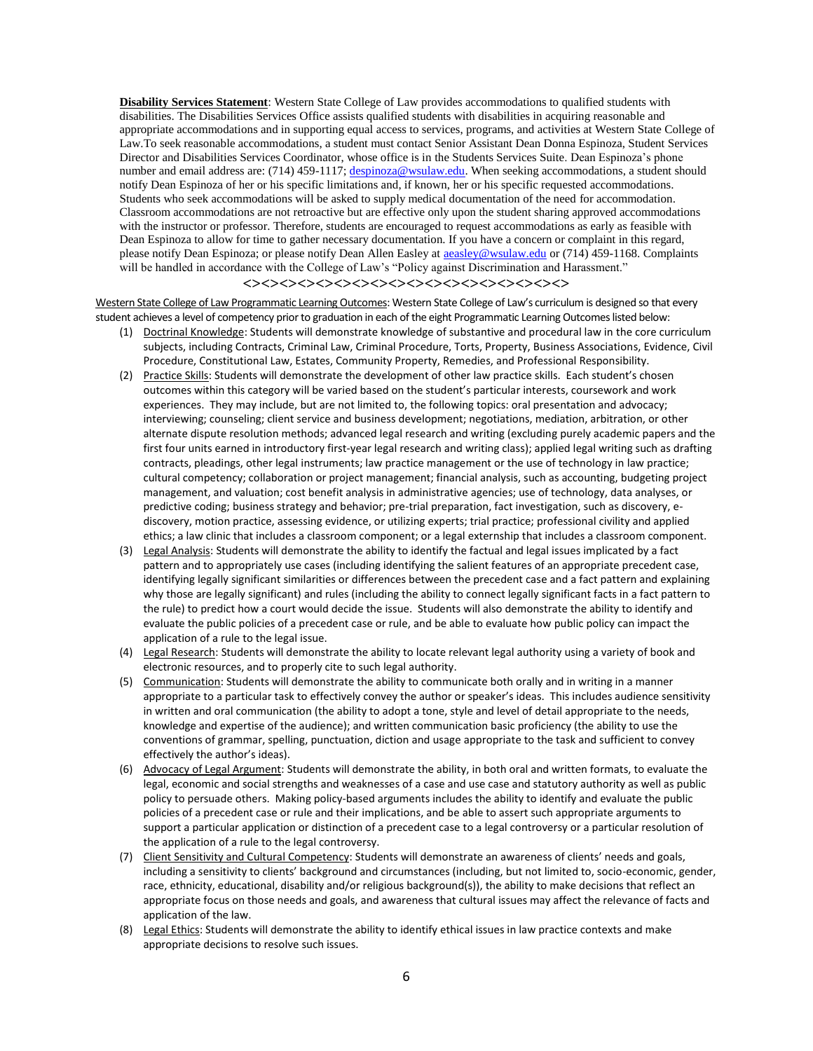**Disability Services Statement**: Western State College of Law provides accommodations to qualified students with disabilities. The Disabilities Services Office assists qualified students with disabilities in acquiring reasonable and appropriate accommodations and in supporting equal access to services, programs, and activities at Western State College of Law.To seek reasonable accommodations, a student must contact Senior Assistant Dean Donna Espinoza, Student Services Director and Disabilities Services Coordinator, whose office is in the Students Services Suite. Dean Espinoza's phone number and email address are: (714) 459-1117; despinoza@wsulaw.edu. When seeking accommodations, a student should notify Dean Espinoza of her or his specific limitations and, if known, her or his specific requested accommodations. Students who seek accommodations will be asked to supply medical documentation of the need for accommodation. Classroom accommodations are not retroactive but are effective only upon the student sharing approved accommodations with the instructor or professor. Therefore, students are encouraged to request accommodations as early as feasible with Dean Espinoza to allow for time to gather necessary documentation. If you have a concern or complaint in this regard, please notify Dean Espinoza; or please notify Dean Allen Easley at aeasley@wsulaw.edu or (714) 459-1168. Complaints will be handled in accordance with the College of Law's "Policy against Discrimination and Harassment."

<><><><><><><><><><><><><><><><><><><><><><><><><>

Western State College of Law Programmatic Learning Outcomes: Western State College of Law's curriculum is designed so that every student achieves a level of competency prior to graduation in each of the eight Programmatic Learning Outcomes listed below:

(1) Doctrinal Knowledge: Students will demonstrate knowledge of substantive and procedural law in the core curriculum subjects, including Contracts, Criminal Law, Criminal Procedure, Torts, Property, Business Associations, Evidence, Civil Procedure, Constitutional Law, Estates, Community Property, Remedies, and Professional Responsibility.

(2) Practice Skills: Students will demonstrate the development of other law practice skills. Each student's chosen outcomes within this category will be varied based on the student's particular interests, coursework and work experiences. They may include, but are not limited to, the following topics: oral presentation and advocacy; interviewing; counseling; client service and business development; negotiations, mediation, arbitration, or other alternate dispute resolution methods; advanced legal research and writing (excluding purely academic papers and the first four units earned in introductory first-year legal research and writing class); applied legal writing such as drafting contracts, pleadings, other legal instruments; law practice management or the use of technology in law practice; cultural competency; collaboration or project management; financial analysis, such as accounting, budgeting project management, and valuation; cost benefit analysis in administrative agencies; use of technology, data analyses, or predictive coding; business strategy and behavior; pre-trial preparation, fact investigation, such as discovery, e-discovery, motion practice, assessing evidence, or utilizing experts; trial practice; professional civility and applied ethics; a law clinic that includes a classroom component; or a legal externship that includes a classroom component.

(3) Legal Analysis: Students will demonstrate the ability to identify the factual and legal issues implicated by a fact pattern and to appropriately use cases (including identifying the salient features of an appropriate precedent case, identifying legally significant similarities or differences between the precedent case and a fact pattern and explaining why those are legally significant) and rules (including the ability to connect legally significant facts in a fact pattern to the rule) to predict how a court would decide the issue. Students will also demonstrate the ability to identify and evaluate the public policies of a precedent case or rule, and be able to evaluate how public policy can impact the application of a rule to the legal issue.

(4) Legal Research: Students will demonstrate the ability to locate relevant legal authority using a variety of book and electronic resources, and to properly cite to such legal authority.

(5) Communication: Students will demonstrate the ability to communicate both orally and in writing in a manner appropriate to a particular task to effectively convey the author or speaker's ideas. This includes audience sensitivity in written and oral communication (the ability to adopt a tone, style and level of detail appropriate to the needs, knowledge and expertise of the audience); and written communication basic proficiency (the ability to use the conventions of grammar, spelling, punctuation, diction and usage appropriate to the task and sufficient to convey effectively the author's ideas).

(6) Advocacy of Legal Argument: Students will demonstrate the ability, in both oral and written formats, to evaluate the legal, economic and social strengths and weaknesses of a case and use case and statutory authority as well as public policy to persuade others. Making policy-based arguments includes the ability to identify and evaluate the public policies of a precedent case or rule and their implications, and be able to assert such appropriate arguments to support a particular application or distinction of a precedent case to a legal controversy or a particular resolution of the application of a rule to the legal controversy.

(7) Client Sensitivity and Cultural Competency: Students will demonstrate an awareness of clients' needs and goals, including a sensitivity to clients' background and circumstances (including, but not limited to, socio-economic, gender, race, ethnicity, educational, disability and/or religious background(s)), the ability to make decisions that reflect an appropriate focus on those needs and goals, and awareness that cultural issues may affect the relevance of facts and application of the law.

(8) Legal Ethics: Students will demonstrate the ability to identify ethical issues in law practice contexts and make appropriate decisions to resolve such issues.